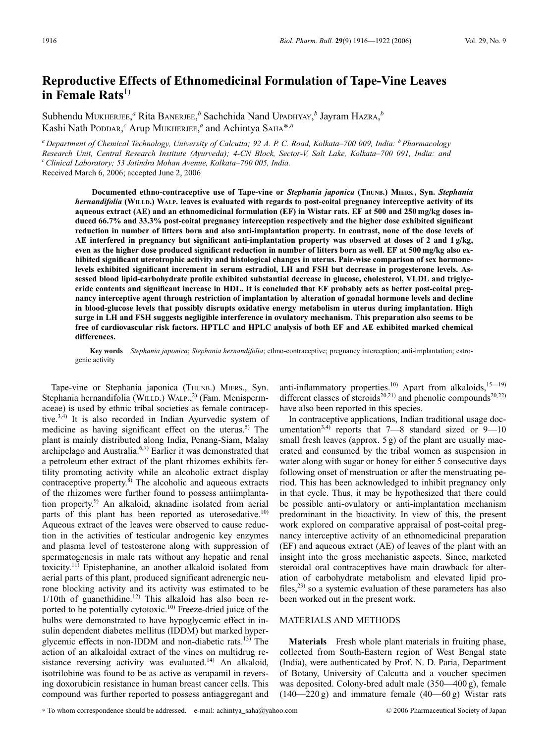# Reproductive Effects of Ethnomedicinal Formulation of Tape-Vine Leaves in Female Rats[1)]

Subhendu Mukherjee,[a] Rita Banerjee,[b] Sachchida Nand Upadhyay,[b] Jayram Hazra,[b] Kashi Nath Poddar,[c] Arup Mukherjee,[a] and Achintya Saha*,[a]

[a] Department of Chemical Technology, University of Calcutta; 92 A. P. C. Road, Kolkata–700 009, India: [b] Pharmacology Research Unit, Central Research Institute (Ayurveda); 4-CN Block, Sector-V, Salt Lake, Kolkata–700 091, India: and [c] Clinical Laboratory; 53 Jatindra Mohan Avenue, Kolkata–700 005, India.

Received March 6, 2006; accepted June 2, 2006

**Documented ethno-contraceptive use of Tape-vine or *Stephania japonica* (Thunb.) Miers., Syn. *Stephania hernandifolia* (Willd.) Walp. leaves is evaluated with regards to post-coital pregnancy interceptive activity of its aqueous extract (AE) and an ethnomedicinal formulation (EF) in Wistar rats. EF at 500 and 250 mg/kg doses induced 66.7% and 33.3% post-coital pregnancy interception respectively and the higher dose exhibited significant reduction in number of litters born and also anti-implantation property. In contrast, none of the dose levels of AE interfered in pregnancy but significant anti-implantation property was observed at doses of 2 and 1 g/kg, even as the higher dose produced significant reduction in number of litters born as well. EF at 500 mg/kg also exhibited significant uterotrophic activity and histological changes in uterus. Pair-wise comparison of sex hormone-levels exhibited significant increment in serum estradiol, LH and FSH but decrease in progesterone levels. Assessed blood lipid-carbohydrate profile exhibited substantial decrease in glucose, cholesterol, VLDL and triglyceride contents and significant increase in HDL. It is concluded that EF probably acts as better post-coital pregnancy interceptive agent through restriction of implantation by alteration of gonadal hormone levels and decline in blood-glucose levels that possibly disrupts oxidative energy metabolism in uterus during implantation. High surge in LH and FSH suggests negligible interference in ovulatory mechanism. This preparation also seems to be free of cardiovascular risk factors. HPTLC and HPLC analysis of both EF and AE exhibited marked chemical differences.**

**Key words** *Stephania japonica*; *Stephania hernandifolia*; ethno-contraceptive; pregnancy interception; anti-implantation; estrogenic activity

Tape-vine or Stephania japonica (Thunb.) Miers., Syn. Stephania hernandifolia (Willd.) Walp.,[2)] (Fam. Menispermaceae) is used by ethnic tribal societies as female contraceptive.[3,4)] It is also recorded in Indian Ayurvedic system of medicine as having significant effect on the uterus.[5)] The plant is mainly distributed along India, Penang-Siam, Malay archipelago and Australia.[6,7)] Earlier it was demonstrated that a petroleum ether extract of the plant rhizomes exhibits fertility promoting activity while an alcoholic extract display contraceptive property.[8)] The alcoholic and aqueous extracts of the rhizomes were further found to possess antiimplantation property.[9)] An alkaloid, aknadine isolated from aerial parts of this plant has been reported as uterosedative.[10)] Aqueous extract of the leaves were observed to cause reduction in the activities of testicular androgenic key enzymes and plasma level of testosterone along with suppression of spermatogenesis in male rats without any hepatic and renal toxicity.[11)] Epistephanine, an another alkaloid isolated from aerial parts of this plant, produced significant adrenergic neurone blocking activity and its activity was estimated to be 1/10th of guanethidine.[12)] This alkaloid has also been reported to be potentially cytotoxic.[10)] Freeze-dried juice of the bulbs were demonstrated to have hypoglycemic effect in insulin dependent diabetes mellitus (IDDM) but marked hyperglycemic effects in non-IDDM and non-diabetic rats.[13)] The action of an alkaloidal extract of the vines on multidrug resistance reversing activity was evaluated.[14)] An alkaloid, isotrilobine was found to be as active as verapamil in reversing doxorubicin resistance in human breast cancer cells. This compound was further reported to possess antiaggregant and anti-inflammatory properties.[10)] Apart from alkaloids,[15—19)] different classes of steroids[20,21)] and phenolic compounds[20,22)] have also been reported in this species.

In contraceptive applications, Indian traditional usage documentation[3,4)] reports that 7—8 standard sized or 9—10 small fresh leaves (approx. 5 g) of the plant are usually macerated and consumed by the tribal women as suspension in water along with sugar or honey for either 5 consecutive days following onset of menstruation or after the menstruating period. This has been acknowledged to inhibit pregnancy only in that cycle. Thus, it may be hypothesized that there could be possible anti-ovulatory or anti-implantation mechanism predominant in the bioactivity. In view of this, the present work explored on comparative appraisal of post-coital pregnancy interceptive activity of an ethnomedicinal preparation (EF) and aqueous extract (AE) of leaves of the plant with an insight into the gross mechanistic aspects. Since, marketed steroidal oral contraceptives have main drawback for alteration of carbohydrate metabolism and elevated lipid profiles,[23)] so a systemic evaluation of these parameters has also been worked out in the present work.

## MATERIALS AND METHODS

**Materials** Fresh whole plant materials in fruiting phase, collected from South-Eastern region of West Bengal state (India), were authenticated by Prof. N. D. Paria, Department of Botany, University of Calcutta and a voucher specimen was deposited. Colony-bred adult male (350—400 g), female (140—220 g) and immature female (40—60 g) Wistar rats

\* To whom correspondence should be addressed. e-mail: achintya_saha@yahoo.com

© 2006 Pharmaceutical Society of Japan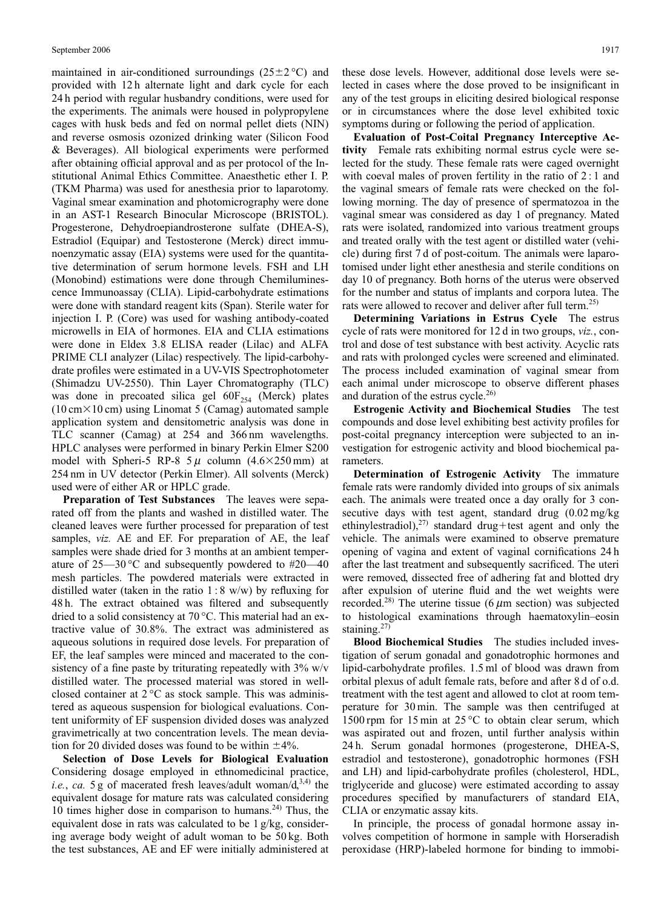maintained in air-conditioned surroundings ($25\pm2$ °C) and provided with 12 h alternate light and dark cycle for each 24 h period with regular husbandry conditions, were used for the experiments. The animals were housed in polypropylene cages with husk beds and fed on normal pellet diets (NIN) and reverse osmosis ozonized drinking water (Silicon Food & Beverages). All biological experiments were performed after obtaining official approval and as per protocol of the Institutional Animal Ethics Committee. Anaesthetic ether I. P. (TKM Pharma) was used for anesthesia prior to laparotomy. Vaginal smear examination and photomicrography were done in an AST-1 Research Binocular Microscope (BRISTOL). Progesterone, Dehydroepiandrosterone sulfate (DHEA-S), Estradiol (Equipar) and Testosterone (Merck) direct immunoenzymatic assay (EIA) systems were used for the quantitative determination of serum hormone levels. FSH and LH (Monobind) estimations were done through Chemiluminescence Immunoassay (CLIA). Lipid-carbohydrate estimations were done with standard reagent kits (Span). Sterile water for injection I. P. (Core) was used for washing antibody-coated microwells in EIA of hormones. EIA and CLIA estimations were done in Eldex 3.8 ELISA reader (Lilac) and ALFA PRIME CLI analyzer (Lilac) respectively. The lipid-carbohydrate profiles were estimated in a UV-VIS Spectrophotometer (Shimadzu UV-2550). Thin Layer Chromatography (TLC) was done in precoated silica gel $60F_{254}$ (Merck) plates ($10\,\text{cm}\times10\,\text{cm}$) using Linomat 5 (Camag) automated sample application system and densitometric analysis was done in TLC scanner (Camag) at 254 and 366 nm wavelengths. HPLC analyses were performed in binary Perkin Elmer S200 model with Spheri-5 RP-8 $5\,\mu$ column ($4.6\times250$ mm) at 254 nm in UV detector (Perkin Elmer). All solvents (Merck) used were of either AR or HPLC grade.

**Preparation of Test Substances** The leaves were separated off from the plants and washed in distilled water. The cleaned leaves were further processed for preparation of test samples, *viz.* AE and EF. For preparation of AE, the leaf samples were shade dried for 3 months at an ambient temperature of 25—30 °C and subsequently powdered to #20—40 mesh particles. The powdered materials were extracted in distilled water (taken in the ratio 1 : 8 w/w) by refluxing for 48 h. The extract obtained was filtered and subsequently dried to a solid consistency at 70 °C. This material had an extractive value of 30.8%. The extract was administered as aqueous solutions in required dose levels. For preparation of EF, the leaf samples were minced and macerated to the consistency of a fine paste by triturating repeatedly with 3% w/v distilled water. The processed material was stored in well-closed container at 2 °C as stock sample. This was administered as aqueous suspension for biological evaluations. Content uniformity of EF suspension divided doses was analyzed gravimetrically at two concentration levels. The mean deviation for 20 divided doses was found to be within $\pm4$%.

**Selection of Dose Levels for Biological Evaluation** Considering dosage employed in ethnomedicinal practice, *i.e.*, *ca.* 5 g of macerated fresh leaves/adult woman/d,[3,4] the equivalent dosage for mature rats was calculated considering 10 times higher dose in comparison to humans.[24] Thus, the equivalent dose in rats was calculated to be 1 g/kg, considering average body weight of adult woman to be 50 kg. Both the test substances, AE and EF were initially administered at these dose levels. However, additional dose levels were selected in cases where the dose proved to be insignificant in any of the test groups in eliciting desired biological response or in circumstances where the dose level exhibited toxic symptoms during or following the period of application.

**Evaluation of Post-Coital Pregnancy Interceptive Activity** Female rats exhibiting normal estrus cycle were selected for the study. These female rats were caged overnight with coeval males of proven fertility in the ratio of 2 : 1 and the vaginal smears of female rats were checked on the following morning. The day of presence of spermatozoa in the vaginal smear was considered as day 1 of pregnancy. Mated rats were isolated, randomized into various treatment groups and treated orally with the test agent or distilled water (vehicle) during first 7 d of post-coitum. The animals were laparotomised under light ether anesthesia and sterile conditions on day 10 of pregnancy. Both horns of the uterus were observed for the number and status of implants and corpora lutea. The rats were allowed to recover and deliver after full term.[25]

**Determining Variations in Estrus Cycle** The estrus cycle of rats were monitored for 12 d in two groups, *viz.*, control and dose of test substance with best activity. Acyclic rats and rats with prolonged cycles were screened and eliminated. The process included examination of vaginal smear from each animal under microscope to observe different phases and duration of the estrus cycle.[26]

**Estrogenic Activity and Biochemical Studies** The test compounds and dose level exhibiting best activity profiles for post-coital pregnancy interception were subjected to an investigation for estrogenic activity and blood biochemical parameters.

**Determination of Estrogenic Activity** The immature female rats were randomly divided into groups of six animals each. The animals were treated once a day orally for 3 consecutive days with test agent, standard drug (0.02 mg/kg ethinylestradiol),[27] standard drug+test agent and only the vehicle. The animals were examined to observe premature opening of vagina and extent of vaginal cornifications 24 h after the last treatment and subsequently sacrificed. The uteri were removed, dissected free of adhering fat and blotted dry after expulsion of uterine fluid and the wet weights were recorded.[28] The uterine tissue ($6\,\mu$m section) was subjected to histological examinations through haematoxylin–eosin staining.[27]

**Blood Biochemical Studies** The studies included investigation of serum gonadal and gonadotrophic hormones and lipid-carbohydrate profiles. 1.5 ml of blood was drawn from orbital plexus of adult female rats, before and after 8 d of o.d. treatment with the test agent and allowed to clot at room temperature for 30 min. The sample was then centrifuged at 1500 rpm for 15 min at 25 °C to obtain clear serum, which was aspirated out and frozen, until further analysis within 24 h. Serum gonadal hormones (progesterone, DHEA-S, estradiol and testosterone), gonadotrophic hormones (FSH and LH) and lipid-carbohydrate profiles (cholesterol, HDL, triglyceride and glucose) were estimated according to assay procedures specified by manufacturers of standard EIA, CLIA or enzymatic assay kits.

In principle, the process of gonadal hormone assay involves competition of hormone in sample with Horseradish peroxidase (HRP)-labeled hormone for binding to immobi-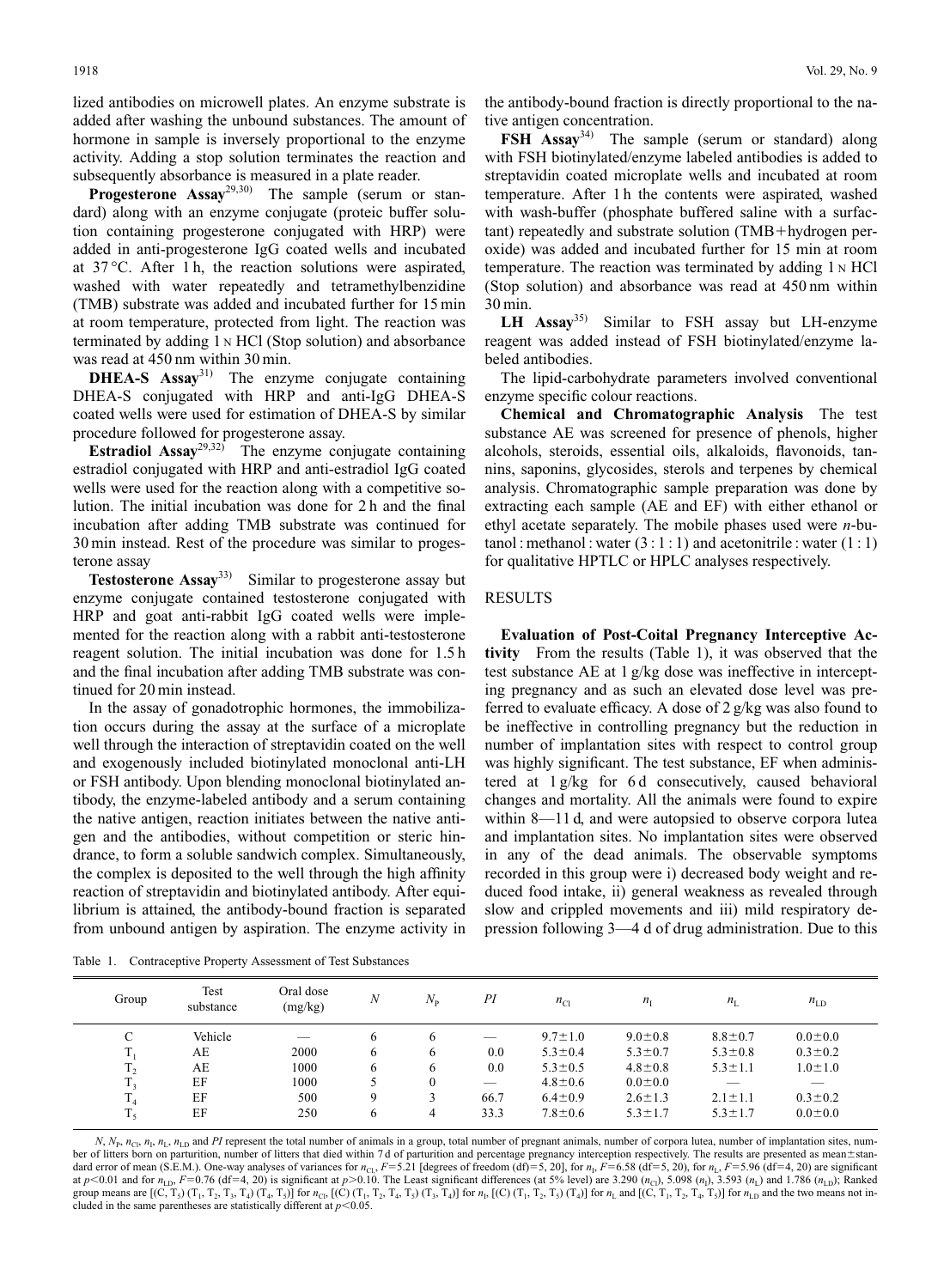lized antibodies on microwell plates. An enzyme substrate is added after washing the unbound substances. The amount of hormone in sample is inversely proportional to the enzyme activity. Adding a stop solution terminates the reaction and subsequently absorbance is measured in a plate reader.

**Progesterone Assay**[29,30] The sample (serum or standard) along with an enzyme conjugate (proteic buffer solution containing progesterone conjugated with HRP) were added in anti-progesterone IgG coated wells and incubated at 37 °C. After 1 h, the reaction solutions were aspirated, washed with water repeatedly and tetramethylbenzidine (TMB) substrate was added and incubated further for 15 min at room temperature, protected from light. The reaction was terminated by adding 1 N HCl (Stop solution) and absorbance was read at 450 nm within 30 min.

**DHEA-S Assay**[31] The enzyme conjugate containing DHEA-S conjugated with HRP and anti-IgG DHEA-S coated wells were used for estimation of DHEA-S by similar procedure followed for progesterone assay.

**Estradiol Assay**[29,32] The enzyme conjugate containing estradiol conjugated with HRP and anti-estradiol IgG coated wells were used for the reaction along with a competitive solution. The initial incubation was done for 2 h and the final incubation after adding TMB substrate was continued for 30 min instead. Rest of the procedure was similar to progesterone assay

**Testosterone Assay**[33] Similar to progesterone assay but enzyme conjugate contained testosterone conjugated with HRP and goat anti-rabbit IgG coated wells were implemented for the reaction along with a rabbit anti-testosterone reagent solution. The initial incubation was done for 1.5 h and the final incubation after adding TMB substrate was continued for 20 min instead.

In the assay of gonadotrophic hormones, the immobilization occurs during the assay at the surface of a microplate well through the interaction of streptavidin coated on the well and exogenously included biotinylated monoclonal anti-LH or FSH antibody. Upon blending monoclonal biotinylated antibody, the enzyme-labeled antibody and a serum containing the native antigen, reaction initiates between the native antigen and the antibodies, without competition or steric hindrance, to form a soluble sandwich complex. Simultaneously, the complex is deposited to the well through the high affinity reaction of streptavidin and biotinylated antibody. After equilibrium is attained, the antibody-bound fraction is separated from unbound antigen by aspiration. The enzyme activity in the antibody-bound fraction is directly proportional to the native antigen concentration.

**FSH Assay**[34] The sample (serum or standard) along with FSH biotinylated/enzyme labeled antibodies is added to streptavidin coated microplate wells and incubated at room temperature. After 1 h the contents were aspirated, washed with wash-buffer (phosphate buffered saline with a surfactant) repeatedly and substrate solution (TMB+hydrogen peroxide) was added and incubated further for 15 min at room temperature. The reaction was terminated by adding 1 N HCl (Stop solution) and absorbance was read at 450 nm within 30 min.

**LH Assay**[35] Similar to FSH assay but LH-enzyme reagent was added instead of FSH biotinylated/enzyme labeled antibodies.

The lipid-carbohydrate parameters involved conventional enzyme specific colour reactions.

**Chemical and Chromatographic Analysis** The test substance AE was screened for presence of phenols, higher alcohols, steroids, essential oils, alkaloids, flavonoids, tannins, saponins, glycosides, sterols and terpenes by chemical analysis. Chromatographic sample preparation was done by extracting each sample (AE and EF) with either ethanol or ethyl acetate separately. The mobile phases used were *n*-butanol : methanol : water (3 : 1 : 1) and acetonitrile : water (1 : 1) for qualitative HPTLC or HPLC analyses respectively.

## RESULTS

**Evaluation of Post-Coital Pregnancy Interceptive Activity** From the results (Table 1), it was observed that the test substance AE at 1 g/kg dose was ineffective in intercepting pregnancy and as such an elevated dose level was preferred to evaluate efficacy. A dose of 2 g/kg was also found to be ineffective in controlling pregnancy but the reduction in number of implantation sites with respect to control group was highly significant. The test substance, EF when administered at 1 g/kg for 6 d consecutively, caused behavioral changes and mortality. All the animals were found to expire within 8—11 d, and were autopsied to observe corpora lutea and implantation sites. No implantation sites were observed in any of the dead animals. The observable symptoms recorded in this group were i) decreased body weight and reduced food intake, ii) general weakness as revealed through slow and crippled movements and iii) mild respiratory depression following 3—4 d of drug administration. Due to this

Table 1. Contraceptive Property Assessment of Test Substances

| Group | Test substance | Oral dose (mg/kg) | $N$ | $N_P$ | $PI$ | $n_{Cl}$ | $n_I$ | $n_L$ | $n_{LD}$ |
|---|---|---|---|---|---|---|---|---|---|
| C | Vehicle | — | 6 | 6 | — | 9.7±1.0 | 9.0±0.8 | 8.8±0.7 | 0.0±0.0 |
| $T_1$ | AE | 2000 | 6 | 6 | 0.0 | 5.3±0.4 | 5.3±0.7 | 5.3±0.8 | 0.3±0.2 |
| $T_2$ | AE | 1000 | 6 | 6 | 0.0 | 5.3±0.5 | 4.8±0.8 | 5.3±1.1 | 1.0±1.0 |
| $T_3$ | EF | 1000 | 5 | 0 | — | 4.8±0.6 | 0.0±0.0 | — | — |
| $T_4$ | EF | 500 | 9 | 3 | 66.7 | 6.4±0.9 | 2.6±1.3 | 2.1±1.1 | 0.3±0.2 |
| $T_5$ | EF | 250 | 6 | 4 | 33.3 | 7.8±0.6 | 5.3±1.7 | 5.3±1.7 | 0.0±0.0 |

$N$, $N_P$, $n_{Cl}$, $n_I$, $n_L$, $n_{LD}$ and $PI$ represent the total number of animals in a group, total number of pregnant animals, number of corpora lutea, number of implantation sites, number of litters born on parturition, number of litters that died within 7 d of parturition and percentage pregnancy interception respectively. The results are presented as mean±standard error of mean (S.E.M.). One-way analyses of variances for $n_{Cl}$, $F$=5.21 [degrees of freedom (df)=5, 20], for $n_I$, $F$=6.58 (df=5, 20), for $n_L$, $F$=5.96 (df=4, 20) are significant at $p<0.01$ and for $n_{LD}$, $F$=0.76 (df=4, 20) is significant at $p>0.10$. The Least significant differences (at 5% level) are 3.290 ($n_{Cl}$), 5.098 ($n_I$), 3.593 ($n_L$) and 1.786 ($n_{LD}$); Ranked group means are [(C, $T_5$) ($T_1$, $T_2$, $T_3$, $T_4$) ($T_4$, $T_5$)] for $n_{Cl}$, [(C) ($T_1$, $T_2$, $T_4$, $T_5$) ($T_3$, $T_4$)] for $n_I$, [(C) ($T_1$, $T_2$, $T_5$) ($T_4$)] for $n_L$ and [(C, $T_1$, $T_2$, $T_4$, $T_5$)] for $n_{LD}$ and the two means not included in the same parentheses are statistically different at $p<0.05$.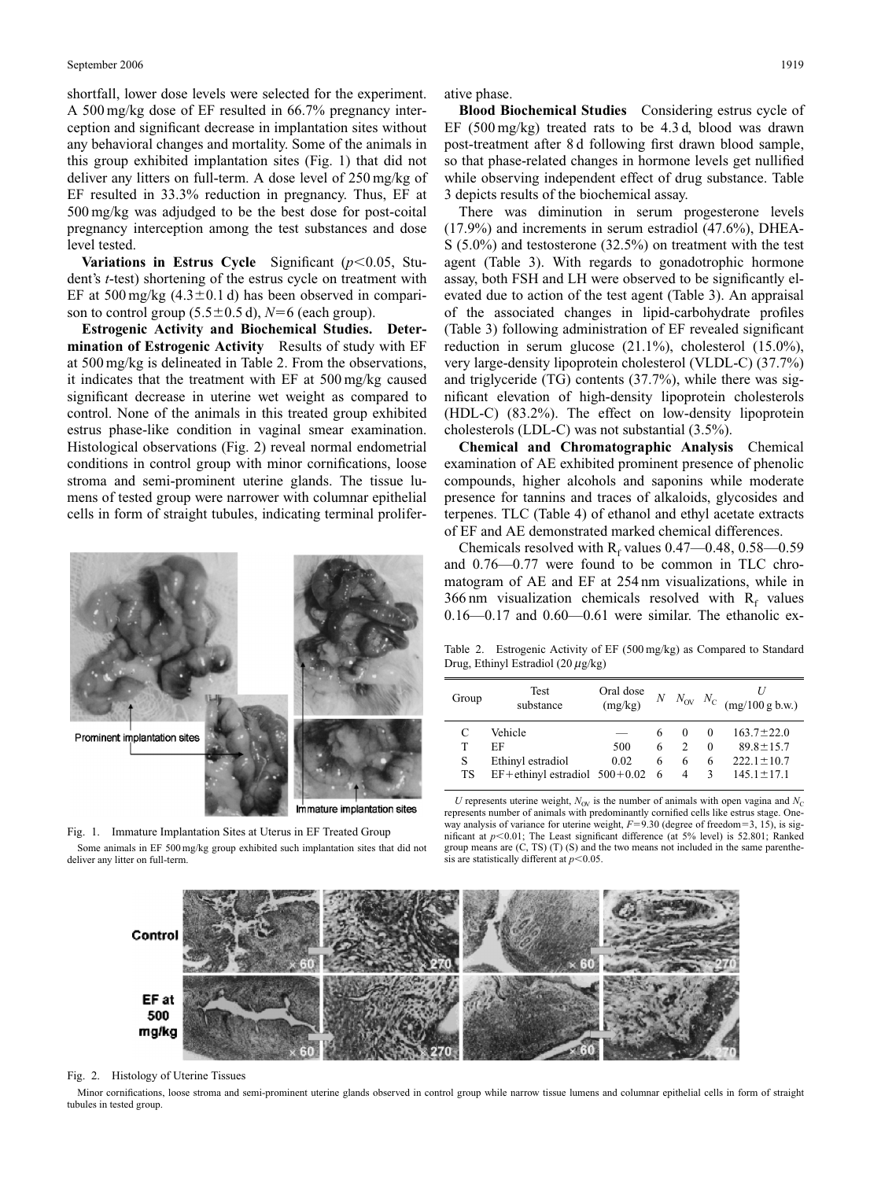shortfall, lower dose levels were selected for the experiment. A 500 mg/kg dose of EF resulted in 66.7% pregnancy interception and significant decrease in implantation sites without any behavioral changes and mortality. Some of the animals in this group exhibited implantation sites (Fig. 1) that did not deliver any litters on full-term. A dose level of 250 mg/kg of EF resulted in 33.3% reduction in pregnancy. Thus, EF at 500 mg/kg was adjudged to be the best dose for post-coital pregnancy interception among the test substances and dose level tested.

**Variations in Estrus Cycle** Significant ($p<0.05$, Student's *t*-test) shortening of the estrus cycle on treatment with EF at 500 mg/kg ($4.3\pm0.1$ d) has been observed in comparison to control group ($5.5\pm0.5$ d), $N=6$ (each group).

**Estrogenic Activity and Biochemical Studies. Determination of Estrogenic Activity** Results of study with EF at 500 mg/kg is delineated in Table 2. From the observations, it indicates that the treatment with EF at 500 mg/kg caused significant decrease in uterine wet weight as compared to control. None of the animals in this treated group exhibited estrus phase-like condition in vaginal smear examination. Histological observations (Fig. 2) reveal normal endometrial conditions in control group with minor cornifications, loose stroma and semi-prominent uterine glands. The tissue lumens of tested group were narrower with columnar epithelial cells in form of straight tubules, indicating terminal proliferative phase.

Fig. 1. Immature Implantation Sites at Uterus in EF Treated Group

Some animals in EF 500 mg/kg group exhibited such implantation sites that did not deliver any litter on full-term.

**Blood Biochemical Studies** Considering estrus cycle of EF (500 mg/kg) treated rats to be 4.3 d, blood was drawn post-treatment after 8 d following first drawn blood sample, so that phase-related changes in hormone levels get nullified while observing independent effect of drug substance. Table 3 depicts results of the biochemical assay.

There was diminution in serum progesterone levels (17.9%) and increments in serum estradiol (47.6%), DHEA-S (5.0%) and testosterone (32.5%) on treatment with the test agent (Table 3). With regards to gonadotrophic hormone assay, both FSH and LH were observed to be significantly elevated due to action of the test agent (Table 3). An appraisal of the associated changes in lipid-carbohydrate profiles (Table 3) following administration of EF revealed significant reduction in serum glucose (21.1%), cholesterol (15.0%), very large-density lipoprotein cholesterol (VLDL-C) (37.7%) and triglyceride (TG) contents (37.7%), while there was significant elevation of high-density lipoprotein cholesterols (HDL-C) (83.2%). The effect on low-density lipoprotein cholesterols (LDL-C) was not substantial (3.5%).

**Chemical and Chromatographic Analysis** Chemical examination of AE exhibited prominent presence of phenolic compounds, higher alcohols and saponins while moderate presence for tannins and traces of alkaloids, glycosides and terpenes. TLC (Table 4) of ethanol and ethyl acetate extracts of EF and AE demonstrated marked chemical differences.

Chemicals resolved with $R_f$ values 0.47—0.48, 0.58—0.59 and 0.76—0.77 were found to be common in TLC chromatogram of AE and EF at 254 nm visualizations, while in 366 nm visualization chemicals resolved with $R_f$ values 0.16—0.17 and 0.60—0.61 were similar. The ethanolic ex-

Table 2. Estrogenic Activity of EF (500 mg/kg) as Compared to Standard Drug, Ethinyl Estradiol (20 $\mu$g/kg)

| Group | Test substance | Oral dose (mg/kg) | $N$ | $N_{OV}$ | $N_C$ | $U$ (mg/100 g b.w.) |
|---|---|---|---|---|---|---|
| C | Vehicle | — | 6 | 0 | 0 | $163.7\pm22.0$ |
| T | EF | 500 | 6 | 2 | 0 | $89.8\pm15.7$ |
| S | Ethinyl estradiol | 0.02 | 6 | 6 | 6 | $222.1\pm10.7$ |
| TS | EF+ethinyl estradiol | 500+0.02 | 6 | 4 | 3 | $145.1\pm17.1$ |

$U$ represents uterine weight, $N_{OV}$ is the number of animals with open vagina and $N_C$ represents number of animals with predominantly cornified cells like estrus stage. One-way analysis of variance for uterine weight, $F=9.30$ (degree of freedom=3, 15), is significant at $p<0.01$; The Least significant difference (at 5% level) is 52.801; Ranked group means are (C, TS) (T) (S) and the two means not included in the same parenthesis are statistically different at $p<0.05$.

Fig. 2. Histology of Uterine Tissues

Minor cornifications, loose stroma and semi-prominent uterine glands observed in control group while narrow tissue lumens and columnar epithelial cells in form of straight tubules in tested group.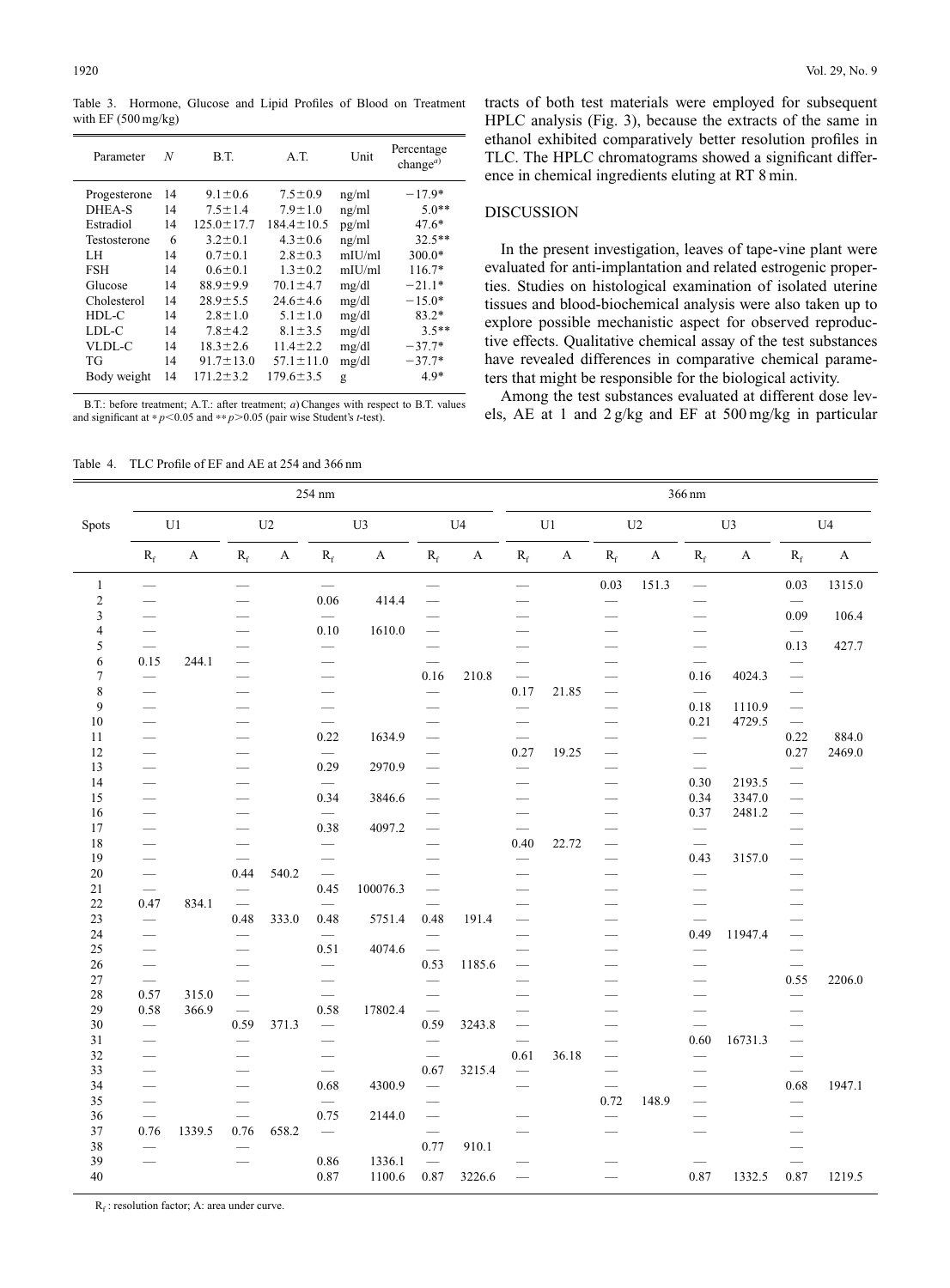Table 3. Hormone, Glucose and Lipid Profiles of Blood on Treatment with EF (500 mg/kg)

| Parameter | *N* | B.T. | A.T. | Unit | Percentage change[a)] |
|---|---|---|---|---|---|
| Progesterone | 14 | 9.1±0.6 | 7.5±0.9 | ng/ml | −17.9* |
| DHEA-S | 14 | 7.5±1.4 | 7.9±1.0 | ng/ml | 5.0** |
| Estradiol | 14 | 125.0±17.7 | 184.4±10.5 | pg/ml | 47.6* |
| Testosterone | 6 | 3.2±0.1 | 4.3±0.6 | ng/ml | 32.5** |
| LH | 14 | 0.7±0.1 | 2.8±0.3 | mIU/ml | 300.0* |
| FSH | 14 | 0.6±0.1 | 1.3±0.2 | mIU/ml | 116.7* |
| Glucose | 14 | 88.9±9.9 | 70.1±4.7 | mg/dl | −21.1* |
| Cholesterol | 14 | 28.9±5.5 | 24.6±4.6 | mg/dl | −15.0* |
| HDL-C | 14 | 2.8±1.0 | 5.1±1.0 | mg/dl | 83.2* |
| LDL-C | 14 | 7.8±4.2 | 8.1±3.5 | mg/dl | 3.5** |
| VLDL-C | 14 | 18.3±2.6 | 11.4±2.2 | mg/dl | −37.7* |
| TG | 14 | 91.7±13.0 | 57.1±11.0 | mg/dl | −37.7* |
| Body weight | 14 | 171.2±3.2 | 179.6±3.5 | g | 4.9* |

B.T.: before treatment; A.T.: after treatment; *a*) Changes with respect to B.T. values and significant at * $p<0.05$ and ** $p>0.05$ (pair wise Student's *t*-test).

tracts of both test materials were employed for subsequent HPLC analysis (Fig. 3), because the extracts of the same in ethanol exhibited comparatively better resolution profiles in TLC. The HPLC chromatograms showed a significant difference in chemical ingredients eluting at RT 8 min.

## DISCUSSION

In the present investigation, leaves of tape-vine plant were evaluated for anti-implantation and related estrogenic properties. Studies on histological examination of isolated uterine tissues and blood-biochemical analysis were also taken up to explore possible mechanistic aspect for observed reproductive effects. Qualitative chemical assay of the test substances have revealed differences in comparative chemical parameters that might be responsible for the biological activity.

Among the test substances evaluated at different dose levels, AE at 1 and 2 g/kg and EF at 500 mg/kg in particular

Table 4. TLC Profile of EF and AE at 254 and 366 nm

| Spots | 254 nm | | | | | | | | 366 nm | | | | | | | |
|---|---|---|---|---|---|---|---|---|---|---|---|---|---|---|---|---|
| | U1 | | U2 | | U3 | | U4 | | U1 | | U2 | | U3 | | U4 | |
| | $R_f$ | A | $R_f$ | A | $R_f$ | A | $R_f$ | A | $R_f$ | A | $R_f$ | A | $R_f$ | A | $R_f$ | A |
| 1 | — | | — | | — | | — | | — | | 0.03 | 151.3 | — | | 0.03 | 1315.0 |
| 2 | — | | — | | 0.06 | 414.4 | — | | — | | — | | — | | — | |
| 3 | — | | — | | — | | — | | — | | — | | — | | 0.09 | 106.4 |
| 4 | — | | — | | 0.10 | 1610.0 | — | | — | | — | | — | | — | |
| 5 | — | | — | | — | | — | | — | | — | | — | | 0.13 | 427.7 |
| 6 | 0.15 | 244.1 | — | | — | | — | | — | | — | | — | | — | |
| 7 | — | | — | | — | | 0.16 | 210.8 | — | | — | | 0.16 | 4024.3 | — | |
| 8 | — | | — | | — | | — | | 0.17 | 21.85 | — | | — | | — | |
| 9 | — | | — | | — | | — | | — | | — | | 0.18 | 1110.9 | — | |
| 10 | — | | — | | — | | — | | — | | — | | 0.21 | 4729.5 | — | |
| 11 | — | | — | | 0.22 | 1634.9 | — | | — | | — | | — | | 0.22 | 884.0 |
| 12 | — | | — | | — | | — | | 0.27 | 19.25 | — | | — | | 0.27 | 2469.0 |
| 13 | — | | — | | 0.29 | 2970.9 | — | | — | | — | | — | | — | |
| 14 | — | | — | | — | | — | | — | | — | | 0.30 | 2193.5 | — | |
| 15 | — | | — | | 0.34 | 3846.6 | — | | — | | — | | 0.34 | 3347.0 | — | |
| 16 | — | | — | | — | | — | | — | | — | | 0.37 | 2481.2 | — | |
| 17 | — | | — | | 0.38 | 4097.2 | — | | — | | — | | — | | — | |
| 18 | — | | — | | — | | — | | 0.40 | 22.72 | — | | — | | — | |
| 19 | — | | — | | — | | — | | — | | — | | 0.43 | 3157.0 | — | |
| 20 | — | | 0.44 | 540.2 | — | | — | | — | | — | | — | | — | |
| 21 | — | | — | | 0.45 | 100076.3 | — | | — | | — | | — | | — | |
| 22 | 0.47 | 834.1 | — | | — | | — | | — | | — | | — | | — | |
| 23 | — | | 0.48 | 333.0 | 0.48 | 5751.4 | 0.48 | 191.4 | — | | — | | — | | — | |
| 24 | — | | — | | — | | — | | — | | — | | 0.49 | 11947.4 | — | |
| 25 | — | | — | | 0.51 | 4074.6 | — | | — | | — | | — | | — | |
| 26 | — | | — | | — | | 0.53 | 1185.6 | — | | — | | — | | — | |
| 27 | — | | — | | — | | — | | — | | — | | — | | 0.55 | 2206.0 |
| 28 | 0.57 | 315.0 | — | | — | | — | | — | | — | | — | | — | |
| 29 | 0.58 | 366.9 | — | | 0.58 | 17802.4 | — | | — | | — | | — | | — | |
| 30 | — | | 0.59 | 371.3 | — | | 0.59 | 3243.8 | — | | — | | — | | — | |
| 31 | — | | — | | — | | — | | — | | — | | 0.60 | 16731.3 | — | |
| 32 | — | | — | | — | | — | | 0.61 | 36.18 | — | | — | | — | |
| 33 | — | | — | | — | | 0.67 | 3215.4 | — | | — | | — | | — | |
| 34 | — | | — | | 0.68 | 4300.9 | — | | — | | — | | — | | 0.68 | 1947.1 |
| 35 | — | | — | | — | | — | | | | 0.72 | 148.9 | — | | — | |
| 36 | — | | — | | 0.75 | 2144.0 | — | | — | | — | | — | | — | |
| 37 | 0.76 | 1339.5 | 0.76 | 658.2 | — | | — | | — | | — | | — | | — | |
| 38 | — | | — | | | | 0.77 | 910.1 | | | | | | | — | |
| 39 | — | | — | | 0.86 | 1336.1 | — | | — | | — | | — | | — | |
| 40 | | | | | 0.87 | 1100.6 | 0.87 | 3226.6 | — | | — | | 0.87 | 1332.5 | 0.87 | 1219.5 |

$R_f$: resolution factor; A: area under curve.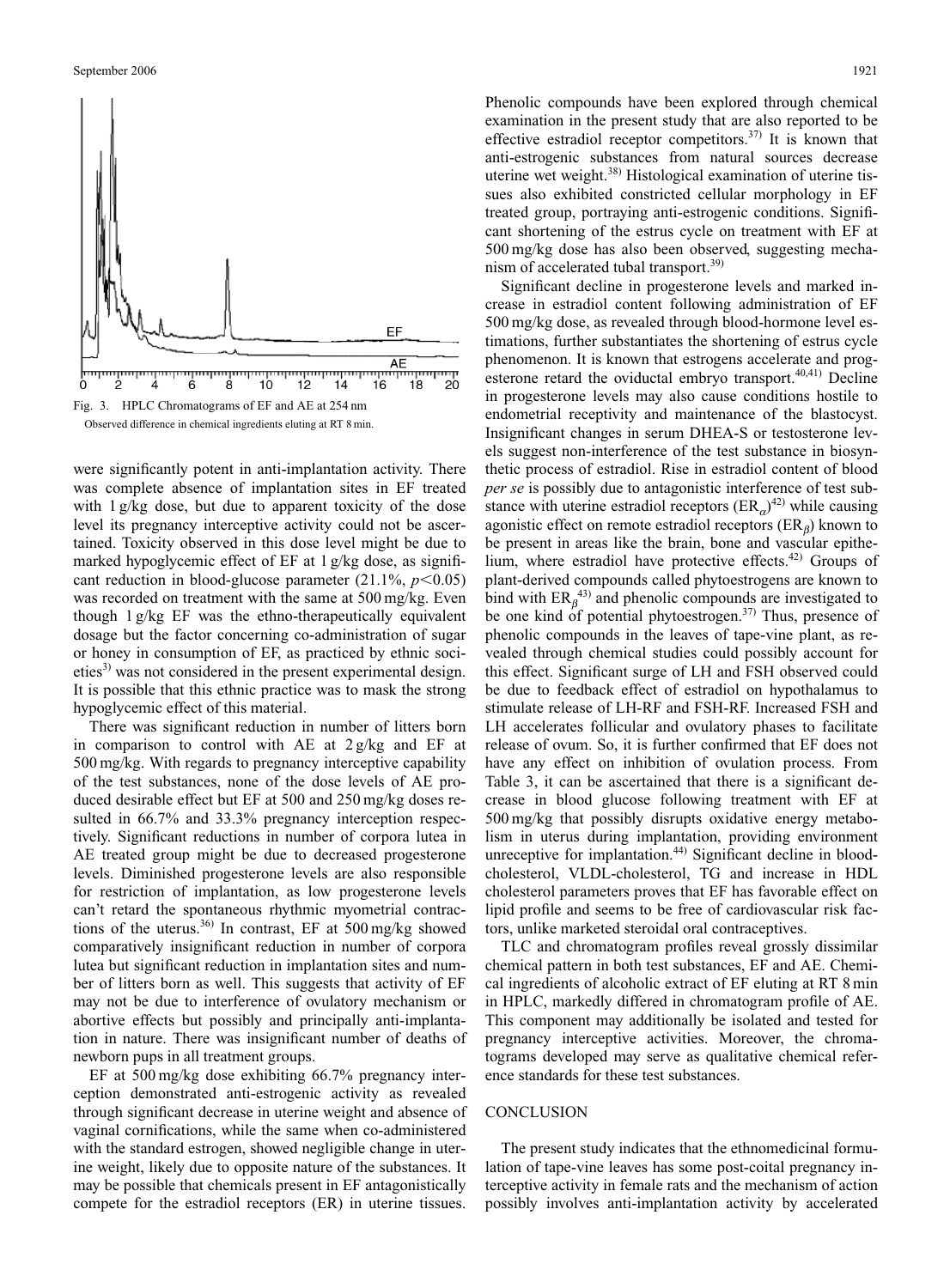Fig. 3. HPLC Chromatograms of EF and AE at 254 nm

Observed difference in chemical ingredients eluting at RT 8 min.

were significantly potent in anti-implantation activity. There was complete absence of implantation sites in EF treated with 1 g/kg dose, but due to apparent toxicity of the dose level its pregnancy interceptive activity could not be ascertained. Toxicity observed in this dose level might be due to marked hypoglycemic effect of EF at 1 g/kg dose, as significant reduction in blood-glucose parameter (21.1%, $p<0.05$) was recorded on treatment with the same at 500 mg/kg. Even though 1 g/kg EF was the ethno-therapeutically equivalent dosage but the factor concerning co-administration of sugar or honey in consumption of EF, as practiced by ethnic societies[3] was not considered in the present experimental design. It is possible that this ethnic practice was to mask the strong hypoglycemic effect of this material.

There was significant reduction in number of litters born in comparison to control with AE at 2 g/kg and EF at 500 mg/kg. With regards to pregnancy interceptive capability of the test substances, none of the dose levels of AE produced desirable effect but EF at 500 and 250 mg/kg doses resulted in 66.7% and 33.3% pregnancy interception respectively. Significant reductions in number of corpora lutea in AE treated group might be due to decreased progesterone levels. Diminished progesterone levels are also responsible for restriction of implantation, as low progesterone levels can't retard the spontaneous rhythmic myometrial contractions of the uterus.[36] In contrast, EF at 500 mg/kg showed comparatively insignificant reduction in number of corpora lutea but significant reduction in implantation sites and number of litters born as well. This suggests that activity of EF may not be due to interference of ovulatory mechanism or abortive effects but possibly and principally anti-implantation in nature. There was insignificant number of deaths of newborn pups in all treatment groups.

EF at 500 mg/kg dose exhibiting 66.7% pregnancy interception demonstrated anti-estrogenic activity as revealed through significant decrease in uterine weight and absence of vaginal cornifications, while the same when co-administered with the standard estrogen, showed negligible change in uterine weight, likely due to opposite nature of the substances. It may be possible that chemicals present in EF antagonistically compete for the estradiol receptors (ER) in uterine tissues. Phenolic compounds have been explored through chemical examination in the present study that are also reported to be effective estradiol receptor competitors.[37] It is known that anti-estrogenic substances from natural sources decrease uterine wet weight.[38] Histological examination of uterine tissues also exhibited constricted cellular morphology in EF treated group, portraying anti-estrogenic conditions. Significant shortening of the estrus cycle on treatment with EF at 500 mg/kg dose has also been observed, suggesting mechanism of accelerated tubal transport.[39]

Significant decline in progesterone levels and marked increase in estradiol content following administration of EF 500 mg/kg dose, as revealed through blood-hormone level estimations, further substantiates the shortening of estrus cycle phenomenon. It is known that estrogens accelerate and progesterone retard the oviductal embryo transport.[40,41] Decline in progesterone levels may also cause conditions hostile to endometrial receptivity and maintenance of the blastocyst. Insignificant changes in serum DHEA-S or testosterone levels suggest non-interference of the test substance in biosynthetic process of estradiol. Rise in estradiol content of blood *per se* is possibly due to antagonistic interference of test substance with uterine estradiol receptors ($ER_{\alpha}$)[42] while causing agonistic effect on remote estradiol receptors ($ER_{\beta}$) known to be present in areas like the brain, bone and vascular epithelium, where estradiol have protective effects.[42] Groups of plant-derived compounds called phytoestrogens are known to bind with $ER_{\beta}$[43] and phenolic compounds are investigated to be one kind of potential phytoestrogen.[37] Thus, presence of phenolic compounds in the leaves of tape-vine plant, as revealed through chemical studies could possibly account for this effect. Significant surge of LH and FSH observed could be due to feedback effect of estradiol on hypothalamus to stimulate release of LH-RF and FSH-RF. Increased FSH and LH accelerates follicular and ovulatory phases to facilitate release of ovum. So, it is further confirmed that EF does not have any effect on inhibition of ovulation process. From Table 3, it can be ascertained that there is a significant decrease in blood glucose following treatment with EF at 500 mg/kg that possibly disrupts oxidative energy metabolism in uterus during implantation, providing environment unreceptive for implantation.[44] Significant decline in blood-cholesterol, VLDL-cholesterol, TG and increase in HDL cholesterol parameters proves that EF has favorable effect on lipid profile and seems to be free of cardiovascular risk factors, unlike marketed steroidal oral contraceptives.

TLC and chromatogram profiles reveal grossly dissimilar chemical pattern in both test substances, EF and AE. Chemical ingredients of alcoholic extract of EF eluting at RT 8 min in HPLC, markedly differed in chromatogram profile of AE. This component may additionally be isolated and tested for pregnancy interceptive activities. Moreover, the chromatograms developed may serve as qualitative chemical reference standards for these test substances.

## CONCLUSION

The present study indicates that the ethnomedicinal formulation of tape-vine leaves has some post-coital pregnancy interceptive activity in female rats and the mechanism of action possibly involves anti-implantation activity by accelerated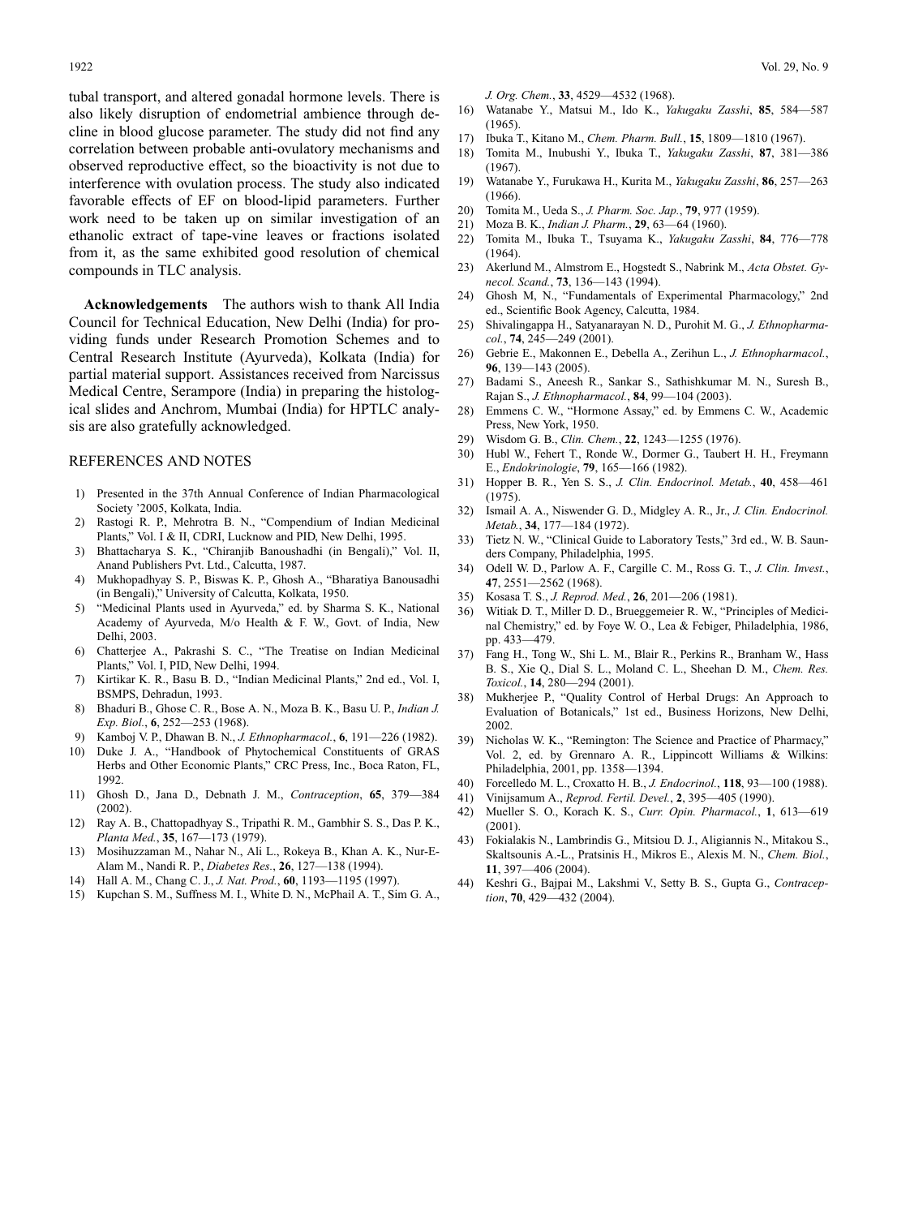tubal transport, and altered gonadal hormone levels. There is also likely disruption of endometrial ambience through decline in blood glucose parameter. The study did not find any correlation between probable anti-ovulatory mechanisms and observed reproductive effect, so the bioactivity is not due to interference with ovulation process. The study also indicated favorable effects of EF on blood-lipid parameters. Further work need to be taken up on similar investigation of an ethanolic extract of tape-vine leaves or fractions isolated from it, as the same exhibited good resolution of chemical compounds in TLC analysis.

**Acknowledgements** The authors wish to thank All India Council for Technical Education, New Delhi (India) for providing funds under Research Promotion Schemes and to Central Research Institute (Ayurveda), Kolkata (India) for partial material support. Assistances received from Narcissus Medical Centre, Serampore (India) in preparing the histological slides and Anchrom, Mumbai (India) for HPTLC analysis are also gratefully acknowledged.

## REFERENCES AND NOTES

1) Presented in the 37th Annual Conference of Indian Pharmacological Society '2005, Kolkata, India.
2) Rastogi R. P., Mehrotra B. N., "Compendium of Indian Medicinal Plants," Vol. I & II, CDRI, Lucknow and PID, New Delhi, 1995.
3) Bhattacharya S. K., "Chiranjib Banoushadhi (in Bengali)," Vol. II, Anand Publishers Pvt. Ltd., Calcutta, 1987.
4) Mukhopadhyay S. P., Biswas K. P., Ghosh A., "Bharatiya Banousadhi (in Bengali)," University of Calcutta, Kolkata, 1950.
5) "Medicinal Plants used in Ayurveda," ed. by Sharma S. K., National Academy of Ayurveda, M/o Health & F. W., Govt. of India, New Delhi, 2003.
6) Chatterjee A., Pakrashi S. C., "The Treatise on Indian Medicinal Plants," Vol. I, PID, New Delhi, 1994.
7) Kirtikar K. R., Basu B. D., "Indian Medicinal Plants," 2nd ed., Vol. I, BSMPS, Dehradun, 1993.
8) Bhaduri B., Ghose C. R., Bose A. N., Moza B. K., Basu U. P., *Indian J. Exp. Biol.*, **6**, 252—253 (1968).
9) Kamboj V. P., Dhawan B. N., *J. Ethnopharmacol.*, **6**, 191—226 (1982).
10) Duke J. A., "Handbook of Phytochemical Constituents of GRAS Herbs and Other Economic Plants," CRC Press, Inc., Boca Raton, FL, 1992.
11) Ghosh D., Jana D., Debnath J. M., *Contraception*, **65**, 379—384 (2002).
12) Ray A. B., Chattopadhyay S., Tripathi R. M., Gambhir S. S., Das P. K., *Planta Med.*, **35**, 167—173 (1979).
13) Mosihuzzaman M., Nahar N., Ali L., Rokeya B., Khan A. K., Nur-E-Alam M., Nandi R. P., *Diabetes Res.*, **26**, 127—138 (1994).
14) Hall A. M., Chang C. J., *J. Nat. Prod.*, **60**, 1193—1195 (1997).
15) Kupchan S. M., Suffness M. I., White D. N., McPhail A. T., Sim G. A., *J. Org. Chem.*, **33**, 4529—4532 (1968).
16) Watanabe Y., Matsui M., Ido K., *Yakugaku Zasshi*, **85**, 584—587 (1965).
17) Ibuka T., Kitano M., *Chem. Pharm. Bull.*, **15**, 1809—1810 (1967).
18) Tomita M., Inubushi Y., Ibuka T., *Yakugaku Zasshi*, **87**, 381—386 (1967).
19) Watanabe Y., Furukawa H., Kurita M., *Yakugaku Zasshi*, **86**, 257—263 (1966).
20) Tomita M., Ueda S., *J. Pharm. Soc. Jap.*, **79**, 977 (1959).
21) Moza B. K., *Indian J. Pharm.*, **29**, 63—64 (1960).
22) Tomita M., Ibuka T., Tsuyama K., *Yakugaku Zasshi*, **84**, 776—778 (1964).
23) Akerlund M., Almstrom E., Hogstedt S., Nabrink M., *Acta Obstet. Gynecol. Scand.*, **73**, 136—143 (1994).
24) Ghosh M, N., "Fundamentals of Experimental Pharmacology," 2nd ed., Scientific Book Agency, Calcutta, 1984.
25) Shivalingappa H., Satyanarayan N. D., Purohit M. G., *J. Ethnopharmacol.*, **74**, 245—249 (2001).
26) Gebrie E., Makonnen E., Debella A., Zerihun L., *J. Ethnopharmacol.*, **96**, 139—143 (2005).
27) Badami S., Aneesh R., Sankar S., Sathishkumar M. N., Suresh B., Rajan S., *J. Ethnopharmacol.*, **84**, 99—104 (2003).
28) Emmens C. W., "Hormone Assay," ed. by Emmens C. W., Academic Press, New York, 1950.
29) Wisdom G. B., *Clin. Chem.*, **22**, 1243—1255 (1976).
30) Hubl W., Fehert T., Ronde W., Dormer G., Taubert H. H., Freymann E., *Endokrinologie*, **79**, 165—166 (1982).
31) Hopper B. R., Yen S. S., *J. Clin. Endocrinol. Metab.*, **40**, 458—461 (1975).
32) Ismail A. A., Niswender G. D., Midgley A. R., Jr., *J. Clin. Endocrinol. Metab.*, **34**, 177—184 (1972).
33) Tietz N. W., "Clinical Guide to Laboratory Tests," 3rd ed., W. B. Saunders Company, Philadelphia, 1995.
34) Odell W. D., Parlow A. F., Cargille C. M., Ross G. T., *J. Clin. Invest.*, **47**, 2551—2562 (1968).
35) Kosasa T. S., *J. Reprod. Med.*, **26**, 201—206 (1981).
36) Witiak D. T., Miller D. D., Brueggemeier R. W., "Principles of Medicinal Chemistry," ed. by Foye W. O., Lea & Febiger, Philadelphia, 1986, pp. 433—479.
37) Fang H., Tong W., Shi L. M., Blair R., Perkins R., Branham W., Hass B. S., Xie Q., Dial S. L., Moland C. L., Sheehan D. M., *Chem. Res. Toxicol.*, **14**, 280—294 (2001).
38) Mukherjee P., "Quality Control of Herbal Drugs: An Approach to Evaluation of Botanicals," 1st ed., Business Horizons, New Delhi, 2002.
39) Nicholas W. K., "Remington: The Science and Practice of Pharmacy," Vol. 2, ed. by Grennaro A. R., Lippincott Williams & Wilkins: Philadelphia, 2001, pp. 1358—1394.
40) Forcelledo M. L., Croxatto H. B., *J. Endocrinol.*, **118**, 93—100 (1988).
41) Vinijsamum A., *Reprod. Fertil. Devel.*, **2**, 395—405 (1990).
42) Mueller S. O., Korach K. S., *Curr. Opin. Pharmacol.*, **1**, 613—619 (2001).
43) Fokialakis N., Lambrindis G., Mitsiou D. J., Aligiannis N., Mitakou S., Skaltsounis A.-L., Pratsinis H., Mikros E., Alexis M. N., *Chem. Biol.*, **11**, 397—406 (2004).
44) Keshri G., Bajpai M., Lakshmi V., Setty B. S., Gupta G., *Contraception*, **70**, 429—432 (2004).